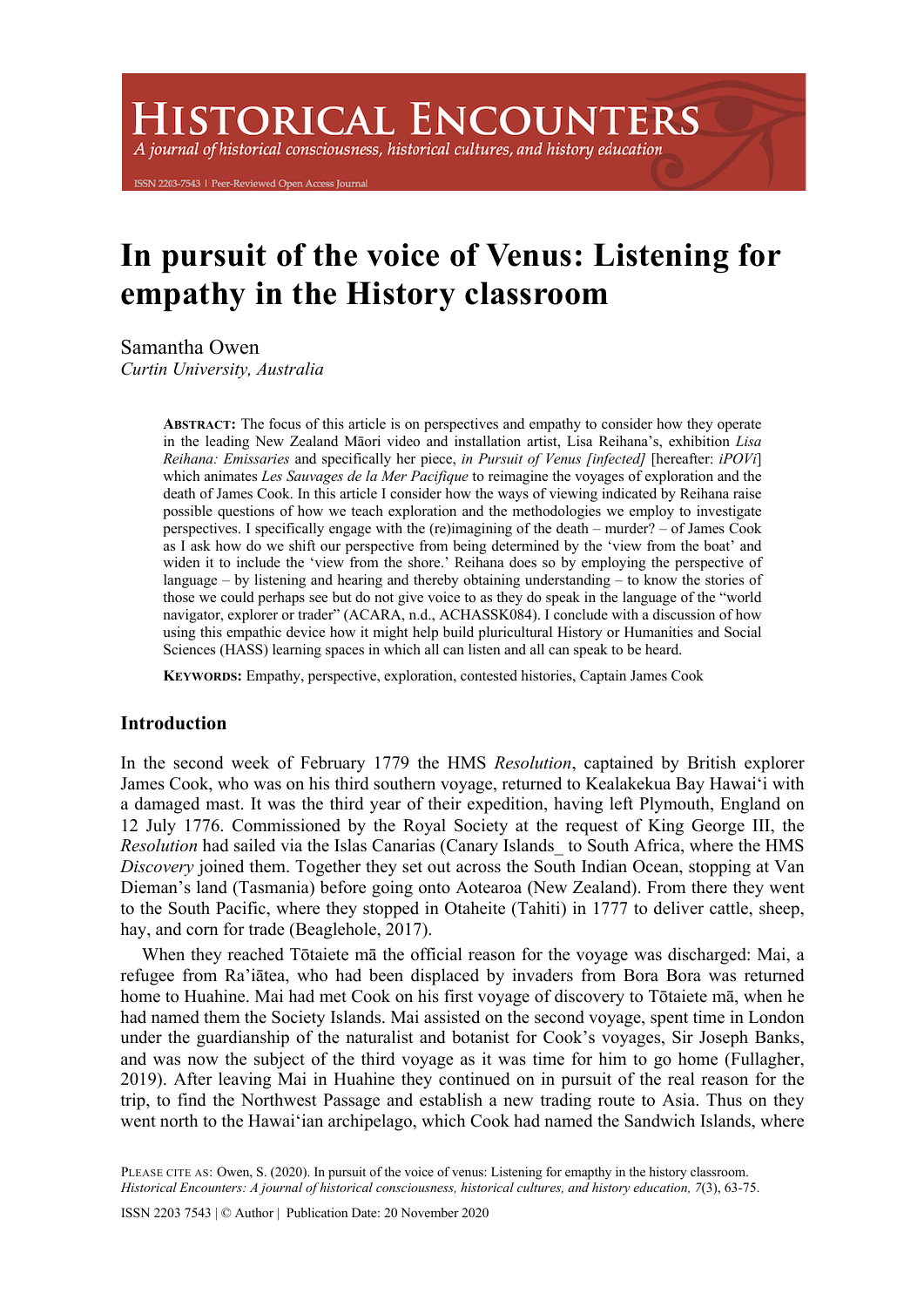# In pursuit of the voice of Venus: Listening for empathy in the History classroom

Samantha Owen
*Curtin University, Australia*

**ABSTRACT:** The focus of this article is on perspectives and empathy to consider how they operate in the leading New Zealand Māori video and installation artist, Lisa Reihana's, exhibition *Lisa Reihana: Emissaries* and specifically her piece, *in Pursuit of Venus [infected]* [hereafter: *iPOVi*] which animates *Les Sauvages de la Mer Pacifique* to reimagine the voyages of exploration and the death of James Cook. In this article I consider how the ways of viewing indicated by Reihana raise possible questions of how we teach exploration and the methodologies we employ to investigate perspectives. I specifically engage with the (re)imagining of the death – murder? – of James Cook as I ask how do we shift our perspective from being determined by the 'view from the boat' and widen it to include the 'view from the shore.' Reihana does so by employing the perspective of language – by listening and hearing and thereby obtaining understanding – to know the stories of those we could perhaps see but do not give voice to as they do speak in the language of the "world navigator, explorer or trader" (ACARA, n.d., ACHASSK084). I conclude with a discussion of how using this empathic device how it might help build pluricultural History or Humanities and Social Sciences (HASS) learning spaces in which all can listen and all can speak to be heard.

**KEYWORDS:** Empathy, perspective, exploration, contested histories, Captain James Cook

## Introduction

In the second week of February 1779 the HMS *Resolution*, captained by British explorer James Cook, who was on his third southern voyage, returned to Kealakekua Bay Hawai'i with a damaged mast. It was the third year of their expedition, having left Plymouth, England on 12 July 1776. Commissioned by the Royal Society at the request of King George III, the *Resolution* had sailed via the Islas Canarias (Canary Islands_ to South Africa, where the HMS *Discovery* joined them. Together they set out across the South Indian Ocean, stopping at Van Dieman's land (Tasmania) before going onto Aotearoa (New Zealand). From there they went to the South Pacific, where they stopped in Otaheite (Tahiti) in 1777 to deliver cattle, sheep, hay, and corn for trade (Beaglehole, 2017).

When they reached Tōtaiete mā the official reason for the voyage was discharged: Mai, a refugee from Ra'iātea, who had been displaced by invaders from Bora Bora was returned home to Huahine. Mai had met Cook on his first voyage of discovery to Tōtaiete mā, when he had named them the Society Islands. Mai assisted on the second voyage, spent time in London under the guardianship of the naturalist and botanist for Cook's voyages, Sir Joseph Banks, and was now the subject of the third voyage as it was time for him to go home (Fullagher, 2019). After leaving Mai in Huahine they continued on in pursuit of the real reason for the trip, to find the Northwest Passage and establish a new trading route to Asia. Thus on they went north to the Hawai'ian archipelago, which Cook had named the Sandwich Islands, where

PLEASE CITE AS: Owen, S. (2020). In pursuit of the voice of venus: Listening for empathy in the history classroom. *Historical Encounters: A journal of historical consciousness, historical cultures, and history education, 7*(3), 63-75.

ISSN 2203 7543 | © Author | Publication Date: 20 November 2020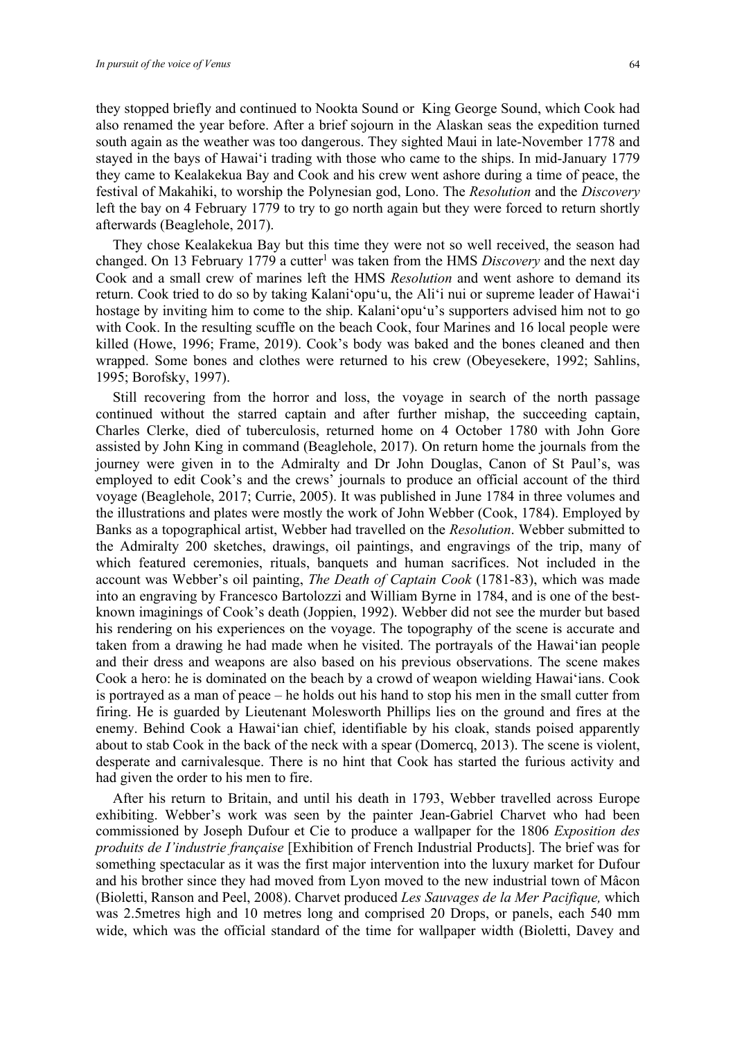they stopped briefly and continued to Nookta Sound or King George Sound, which Cook had also renamed the year before. After a brief sojourn in the Alaskan seas the expedition turned south again as the weather was too dangerous. They sighted Maui in late-November 1778 and stayed in the bays of Hawai'i trading with those who came to the ships. In mid-January 1779 they came to Kealakekua Bay and Cook and his crew went ashore during a time of peace, the festival of Makahiki, to worship the Polynesian god, Lono. The *Resolution* and the *Discovery* left the bay on 4 February 1779 to try to go north again but they were forced to return shortly afterwards (Beaglehole, 2017).

They chose Kealakekua Bay but this time they were not so well received, the season had changed. On 13 February 1779 a cutter[1] was taken from the HMS *Discovery* and the next day Cook and a small crew of marines left the HMS *Resolution* and went ashore to demand its return. Cook tried to do so by taking Kalani'opu'u, the Ali'i nui or supreme leader of Hawai'i hostage by inviting him to come to the ship. Kalani'opu'u's supporters advised him not to go with Cook. In the resulting scuffle on the beach Cook, four Marines and 16 local people were killed (Howe, 1996; Frame, 2019). Cook's body was baked and the bones cleaned and then wrapped. Some bones and clothes were returned to his crew (Obeyesekere, 1992; Sahlins, 1995; Borofsky, 1997).

Still recovering from the horror and loss, the voyage in search of the north passage continued without the starred captain and after further mishap, the succeeding captain, Charles Clerke, died of tuberculosis, returned home on 4 October 1780 with John Gore assisted by John King in command (Beaglehole, 2017). On return home the journals from the journey were given in to the Admiralty and Dr John Douglas, Canon of St Paul's, was employed to edit Cook's and the crews' journals to produce an official account of the third voyage (Beaglehole, 2017; Currie, 2005). It was published in June 1784 in three volumes and the illustrations and plates were mostly the work of John Webber (Cook, 1784). Employed by Banks as a topographical artist, Webber had travelled on the *Resolution*. Webber submitted to the Admiralty 200 sketches, drawings, oil paintings, and engravings of the trip, many of which featured ceremonies, rituals, banquets and human sacrifices. Not included in the account was Webber's oil painting, *The Death of Captain Cook* (1781-83), which was made into an engraving by Francesco Bartolozzi and William Byrne in 1784, and is one of the best-known imaginings of Cook's death (Joppien, 1992). Webber did not see the murder but based his rendering on his experiences on the voyage. The topography of the scene is accurate and taken from a drawing he had made when he visited. The portrayals of the Hawai'ian people and their dress and weapons are also based on his previous observations. The scene makes Cook a hero: he is dominated on the beach by a crowd of weapon wielding Hawai'ians. Cook is portrayed as a man of peace – he holds out his hand to stop his men in the small cutter from firing. He is guarded by Lieutenant Molesworth Phillips lies on the ground and fires at the enemy. Behind Cook a Hawai'ian chief, identifiable by his cloak, stands poised apparently about to stab Cook in the back of the neck with a spear (Domercq, 2013). The scene is violent, desperate and carnivalesque. There is no hint that Cook has started the furious activity and had given the order to his men to fire.

After his return to Britain, and until his death in 1793, Webber travelled across Europe exhibiting. Webber's work was seen by the painter Jean-Gabriel Charvet who had been commissioned by Joseph Dufour et Cie to produce a wallpaper for the 1806 *Exposition des produits de I'industrie française* [Exhibition of French Industrial Products]. The brief was for something spectacular as it was the first major intervention into the luxury market for Dufour and his brother since they had moved from Lyon moved to the new industrial town of Mâcon (Bioletti, Ranson and Peel, 2008). Charvet produced *Les Sauvages de la Mer Pacifique,* which was 2.5metres high and 10 metres long and comprised 20 Drops, or panels, each 540 mm wide, which was the official standard of the time for wallpaper width (Bioletti, Davey and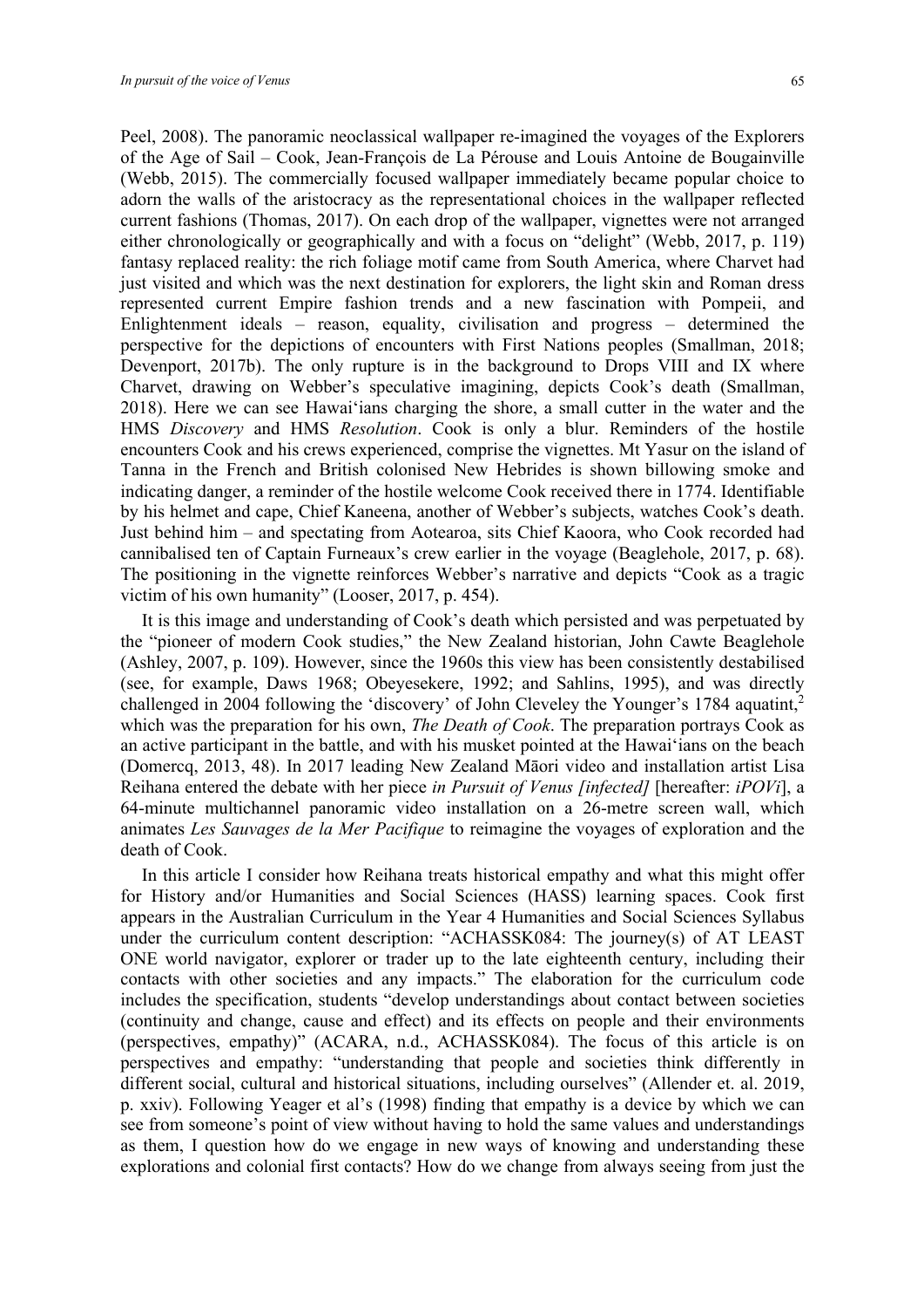Peel, 2008). The panoramic neoclassical wallpaper re-imagined the voyages of the Explorers of the Age of Sail – Cook, Jean-François de La Pérouse and Louis Antoine de Bougainville (Webb, 2015). The commercially focused wallpaper immediately became popular choice to adorn the walls of the aristocracy as the representational choices in the wallpaper reflected current fashions (Thomas, 2017). On each drop of the wallpaper, vignettes were not arranged either chronologically or geographically and with a focus on "delight" (Webb, 2017, p. 119) fantasy replaced reality: the rich foliage motif came from South America, where Charvet had just visited and which was the next destination for explorers, the light skin and Roman dress represented current Empire fashion trends and a new fascination with Pompeii, and Enlightenment ideals – reason, equality, civilisation and progress – determined the perspective for the depictions of encounters with First Nations peoples (Smallman, 2018; Devenport, 2017b). The only rupture is in the background to Drops VIII and IX where Charvet, drawing on Webber's speculative imagining, depicts Cook's death (Smallman, 2018). Here we can see Hawai'ians charging the shore, a small cutter in the water and the HMS *Discovery* and HMS *Resolution*. Cook is only a blur. Reminders of the hostile encounters Cook and his crews experienced, comprise the vignettes. Mt Yasur on the island of Tanna in the French and British colonised New Hebrides is shown billowing smoke and indicating danger, a reminder of the hostile welcome Cook received there in 1774. Identifiable by his helmet and cape, Chief Kaneena, another of Webber's subjects, watches Cook's death. Just behind him – and spectating from Aotearoa, sits Chief Kaoora, who Cook recorded had cannibalised ten of Captain Furneaux's crew earlier in the voyage (Beaglehole, 2017, p. 68). The positioning in the vignette reinforces Webber's narrative and depicts "Cook as a tragic victim of his own humanity" (Looser, 2017, p. 454).

It is this image and understanding of Cook's death which persisted and was perpetuated by the "pioneer of modern Cook studies," the New Zealand historian, John Cawte Beaglehole (Ashley, 2007, p. 109). However, since the 1960s this view has been consistently destabilised (see, for example, Daws 1968; Obeyesekere, 1992; and Sahlins, 1995), and was directly challenged in 2004 following the 'discovery' of John Cleveley the Younger's 1784 aquatint,[2] which was the preparation for his own, *The Death of Cook*. The preparation portrays Cook as an active participant in the battle, and with his musket pointed at the Hawai'ians on the beach (Domercq, 2013, 48). In 2017 leading New Zealand Māori video and installation artist Lisa Reihana entered the debate with her piece *in Pursuit of Venus [infected]* [hereafter: *iPOVi*], a 64-minute multichannel panoramic video installation on a 26-metre screen wall, which animates *Les Sauvages de la Mer Pacifique* to reimagine the voyages of exploration and the death of Cook.

In this article I consider how Reihana treats historical empathy and what this might offer for History and/or Humanities and Social Sciences (HASS) learning spaces. Cook first appears in the Australian Curriculum in the Year 4 Humanities and Social Sciences Syllabus under the curriculum content description: "ACHASSK084: The journey(s) of AT LEAST ONE world navigator, explorer or trader up to the late eighteenth century, including their contacts with other societies and any impacts." The elaboration for the curriculum code includes the specification, students "develop understandings about contact between societies (continuity and change, cause and effect) and its effects on people and their environments (perspectives, empathy)" (ACARA, n.d., ACHASSK084). The focus of this article is on perspectives and empathy: "understanding that people and societies think differently in different social, cultural and historical situations, including ourselves" (Allender et. al. 2019, p. xxiv). Following Yeager et al's (1998) finding that empathy is a device by which we can see from someone's point of view without having to hold the same values and understandings as them, I question how do we engage in new ways of knowing and understanding these explorations and colonial first contacts? How do we change from always seeing from just the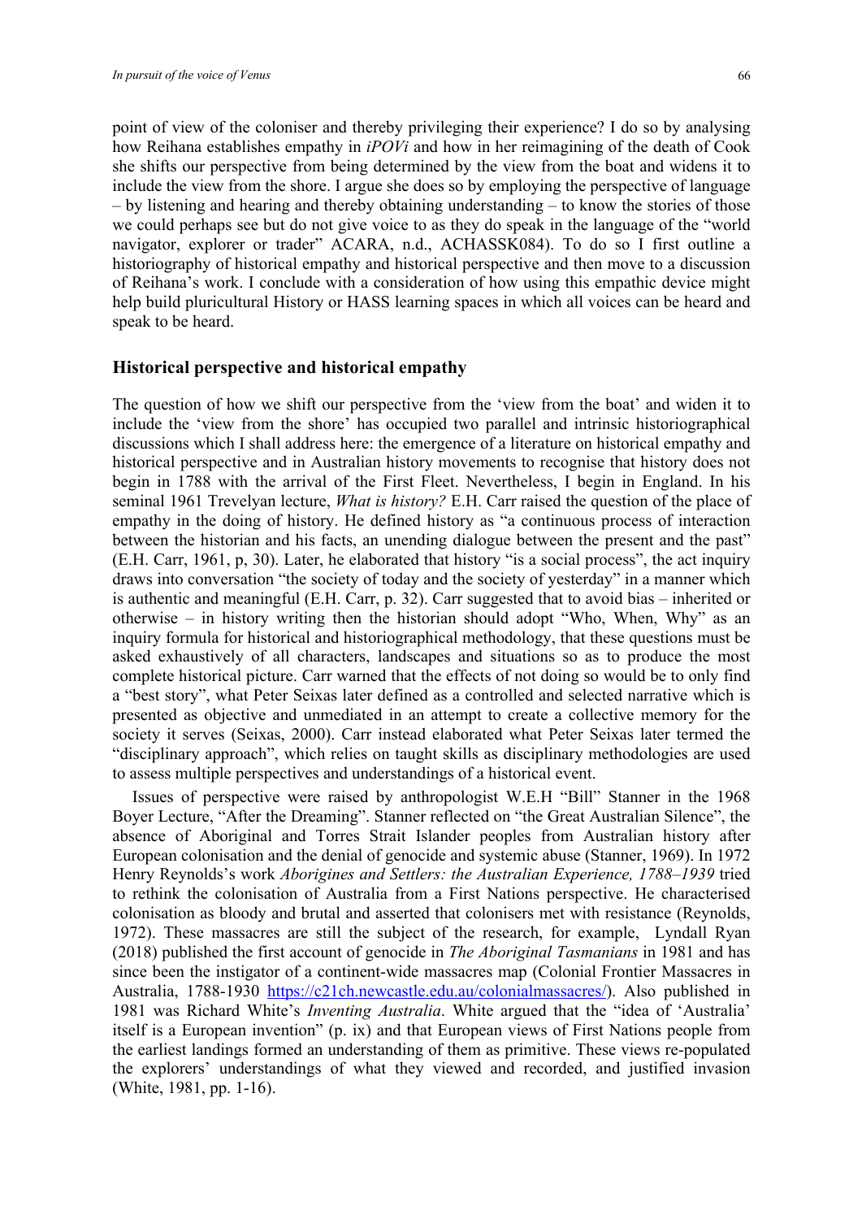point of view of the coloniser and thereby privileging their experience? I do so by analysing how Reihana establishes empathy in *iPOVi* and how in her reimagining of the death of Cook she shifts our perspective from being determined by the view from the boat and widens it to include the view from the shore. I argue she does so by employing the perspective of language – by listening and hearing and thereby obtaining understanding – to know the stories of those we could perhaps see but do not give voice to as they do speak in the language of the "world navigator, explorer or trader" ACARA, n.d., ACHASSK084). To do so I first outline a historiography of historical empathy and historical perspective and then move to a discussion of Reihana's work. I conclude with a consideration of how using this empathic device might help build pluricultural History or HASS learning spaces in which all voices can be heard and speak to be heard.

## Historical perspective and historical empathy

The question of how we shift our perspective from the 'view from the boat' and widen it to include the 'view from the shore' has occupied two parallel and intrinsic historiographical discussions which I shall address here: the emergence of a literature on historical empathy and historical perspective and in Australian history movements to recognise that history does not begin in 1788 with the arrival of the First Fleet. Nevertheless, I begin in England. In his seminal 1961 Trevelyan lecture, *What is history?* E.H. Carr raised the question of the place of empathy in the doing of history. He defined history as "a continuous process of interaction between the historian and his facts, an unending dialogue between the present and the past" (E.H. Carr, 1961, p, 30). Later, he elaborated that history "is a social process", the act inquiry draws into conversation "the society of today and the society of yesterday" in a manner which is authentic and meaningful (E.H. Carr, p. 32). Carr suggested that to avoid bias – inherited or otherwise – in history writing then the historian should adopt "Who, When, Why" as an inquiry formula for historical and historiographical methodology, that these questions must be asked exhaustively of all characters, landscapes and situations so as to produce the most complete historical picture. Carr warned that the effects of not doing so would be to only find a "best story", what Peter Seixas later defined as a controlled and selected narrative which is presented as objective and unmediated in an attempt to create a collective memory for the society it serves (Seixas, 2000). Carr instead elaborated what Peter Seixas later termed the "disciplinary approach", which relies on taught skills as disciplinary methodologies are used to assess multiple perspectives and understandings of a historical event.

Issues of perspective were raised by anthropologist W.E.H "Bill" Stanner in the 1968 Boyer Lecture, "After the Dreaming". Stanner reflected on "the Great Australian Silence", the absence of Aboriginal and Torres Strait Islander peoples from Australian history after European colonisation and the denial of genocide and systemic abuse (Stanner, 1969). In 1972 Henry Reynolds's work *Aborigines and Settlers: the Australian Experience, 1788–1939* tried to rethink the colonisation of Australia from a First Nations perspective. He characterised colonisation as bloody and brutal and asserted that colonisers met with resistance (Reynolds, 1972). These massacres are still the subject of the research, for example, Lyndall Ryan (2018) published the first account of genocide in *The Aboriginal Tasmanians* in 1981 and has since been the instigator of a continent-wide massacres map (Colonial Frontier Massacres in Australia, 1788-1930 https://c21ch.newcastle.edu.au/colonialmassacres/). Also published in 1981 was Richard White's *Inventing Australia*. White argued that the "idea of 'Australia' itself is a European invention" (p. ix) and that European views of First Nations people from the earliest landings formed an understanding of them as primitive. These views re-populated the explorers' understandings of what they viewed and recorded, and justified invasion (White, 1981, pp. 1-16).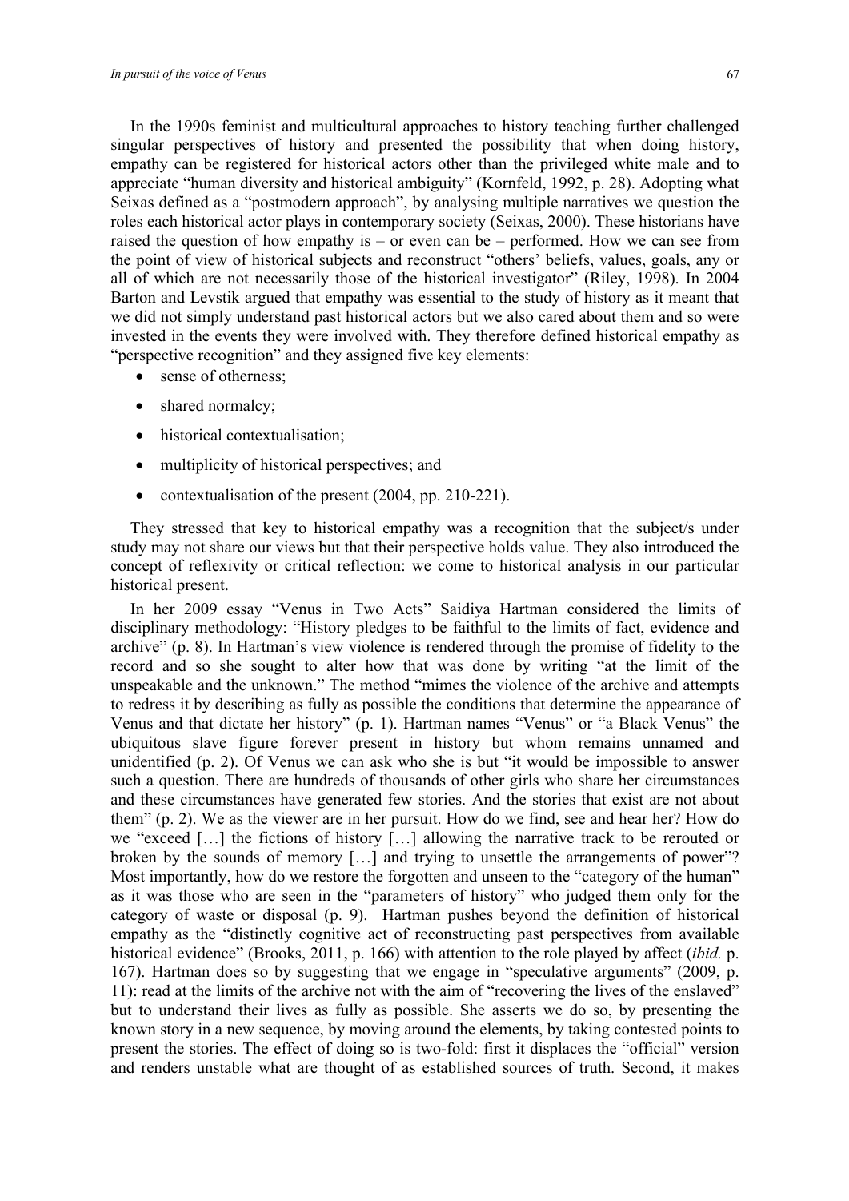In the 1990s feminist and multicultural approaches to history teaching further challenged singular perspectives of history and presented the possibility that when doing history, empathy can be registered for historical actors other than the privileged white male and to appreciate "human diversity and historical ambiguity" (Kornfeld, 1992, p. 28). Adopting what Seixas defined as a "postmodern approach", by analysing multiple narratives we question the roles each historical actor plays in contemporary society (Seixas, 2000). These historians have raised the question of how empathy is – or even can be – performed. How we can see from the point of view of historical subjects and reconstruct "others' beliefs, values, goals, any or all of which are not necessarily those of the historical investigator" (Riley, 1998). In 2004 Barton and Levstik argued that empathy was essential to the study of history as it meant that we did not simply understand past historical actors but we also cared about them and so were invested in the events they were involved with. They therefore defined historical empathy as "perspective recognition" and they assigned five key elements:

- sense of otherness;
- shared normalcy;
- historical contextualisation;
- multiplicity of historical perspectives; and
- contextualisation of the present (2004, pp. 210-221).

They stressed that key to historical empathy was a recognition that the subject/s under study may not share our views but that their perspective holds value. They also introduced the concept of reflexivity or critical reflection: we come to historical analysis in our particular historical present.

In her 2009 essay "Venus in Two Acts" Saidiya Hartman considered the limits of disciplinary methodology: "History pledges to be faithful to the limits of fact, evidence and archive" (p. 8). In Hartman's view violence is rendered through the promise of fidelity to the record and so she sought to alter how that was done by writing "at the limit of the unspeakable and the unknown." The method "mimes the violence of the archive and attempts to redress it by describing as fully as possible the conditions that determine the appearance of Venus and that dictate her history" (p. 1). Hartman names "Venus" or "a Black Venus" the ubiquitous slave figure forever present in history but whom remains unnamed and unidentified (p. 2). Of Venus we can ask who she is but "it would be impossible to answer such a question. There are hundreds of thousands of other girls who share her circumstances and these circumstances have generated few stories. And the stories that exist are not about them" (p. 2). We as the viewer are in her pursuit. How do we find, see and hear her? How do we "exceed […] the fictions of history […] allowing the narrative track to be rerouted or broken by the sounds of memory […] and trying to unsettle the arrangements of power"? Most importantly, how do we restore the forgotten and unseen to the "category of the human" as it was those who are seen in the "parameters of history" who judged them only for the category of waste or disposal (p. 9). Hartman pushes beyond the definition of historical empathy as the "distinctly cognitive act of reconstructing past perspectives from available historical evidence" (Brooks, 2011, p. 166) with attention to the role played by affect (*ibid.* p. 167). Hartman does so by suggesting that we engage in "speculative arguments" (2009, p. 11): read at the limits of the archive not with the aim of "recovering the lives of the enslaved" but to understand their lives as fully as possible. She asserts we do so, by presenting the known story in a new sequence, by moving around the elements, by taking contested points to present the stories. The effect of doing so is two-fold: first it displaces the "official" version and renders unstable what are thought of as established sources of truth. Second, it makes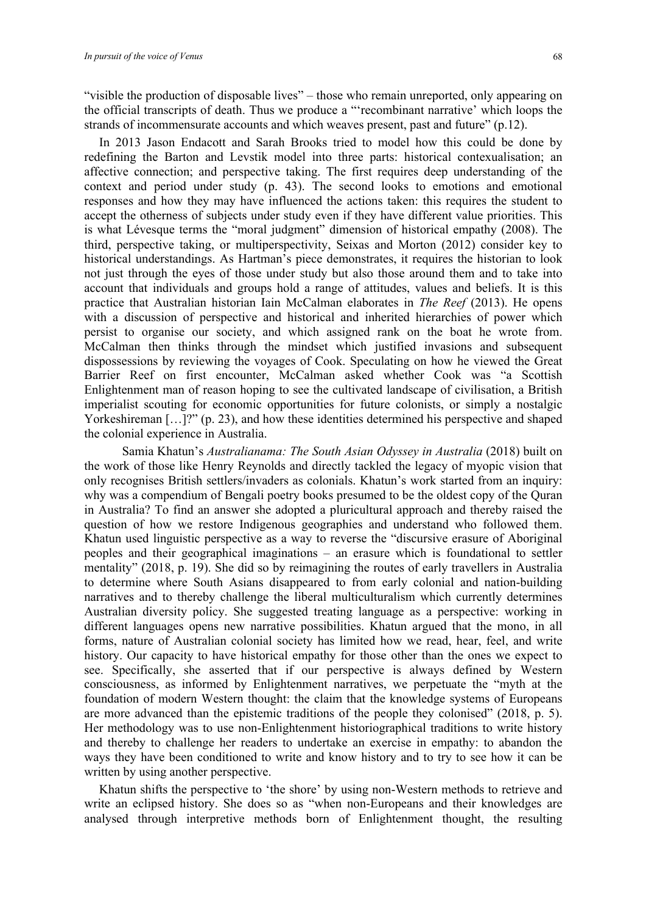"visible the production of disposable lives" – those who remain unreported, only appearing on the official transcripts of death. Thus we produce a "'recombinant narrative' which loops the strands of incommensurate accounts and which weaves present, past and future" (p.12).

In 2013 Jason Endacott and Sarah Brooks tried to model how this could be done by redefining the Barton and Levstik model into three parts: historical contexualisation; an affective connection; and perspective taking. The first requires deep understanding of the context and period under study (p. 43). The second looks to emotions and emotional responses and how they may have influenced the actions taken: this requires the student to accept the otherness of subjects under study even if they have different value priorities. This is what Lévesque terms the "moral judgment" dimension of historical empathy (2008). The third, perspective taking, or multiperspectivity, Seixas and Morton (2012) consider key to historical understandings. As Hartman's piece demonstrates, it requires the historian to look not just through the eyes of those under study but also those around them and to take into account that individuals and groups hold a range of attitudes, values and beliefs. It is this practice that Australian historian Iain McCalman elaborates in *The Reef* (2013). He opens with a discussion of perspective and historical and inherited hierarchies of power which persist to organise our society, and which assigned rank on the boat he wrote from. McCalman then thinks through the mindset which justified invasions and subsequent dispossessions by reviewing the voyages of Cook. Speculating on how he viewed the Great Barrier Reef on first encounter, McCalman asked whether Cook was "a Scottish Enlightenment man of reason hoping to see the cultivated landscape of civilisation, a British imperialist scouting for economic opportunities for future colonists, or simply a nostalgic Yorkeshireman […]?" (p. 23), and how these identities determined his perspective and shaped the colonial experience in Australia.

Samia Khatun's *Australianama: The South Asian Odyssey in Australia* (2018) built on the work of those like Henry Reynolds and directly tackled the legacy of myopic vision that only recognises British settlers/invaders as colonials. Khatun's work started from an inquiry: why was a compendium of Bengali poetry books presumed to be the oldest copy of the Quran in Australia? To find an answer she adopted a pluricultural approach and thereby raised the question of how we restore Indigenous geographies and understand who followed them. Khatun used linguistic perspective as a way to reverse the "discursive erasure of Aboriginal peoples and their geographical imaginations – an erasure which is foundational to settler mentality" (2018, p. 19). She did so by reimagining the routes of early travellers in Australia to determine where South Asians disappeared to from early colonial and nation-building narratives and to thereby challenge the liberal multiculturalism which currently determines Australian diversity policy. She suggested treating language as a perspective: working in different languages opens new narrative possibilities. Khatun argued that the mono, in all forms, nature of Australian colonial society has limited how we read, hear, feel, and write history. Our capacity to have historical empathy for those other than the ones we expect to see. Specifically, she asserted that if our perspective is always defined by Western consciousness, as informed by Enlightenment narratives, we perpetuate the "myth at the foundation of modern Western thought: the claim that the knowledge systems of Europeans are more advanced than the epistemic traditions of the people they colonised" (2018, p. 5). Her methodology was to use non-Enlightenment historiographical traditions to write history and thereby to challenge her readers to undertake an exercise in empathy: to abandon the ways they have been conditioned to write and know history and to try to see how it can be written by using another perspective.

Khatun shifts the perspective to 'the shore' by using non-Western methods to retrieve and write an eclipsed history. She does so as "when non-Europeans and their knowledges are analysed through interpretive methods born of Enlightenment thought, the resulting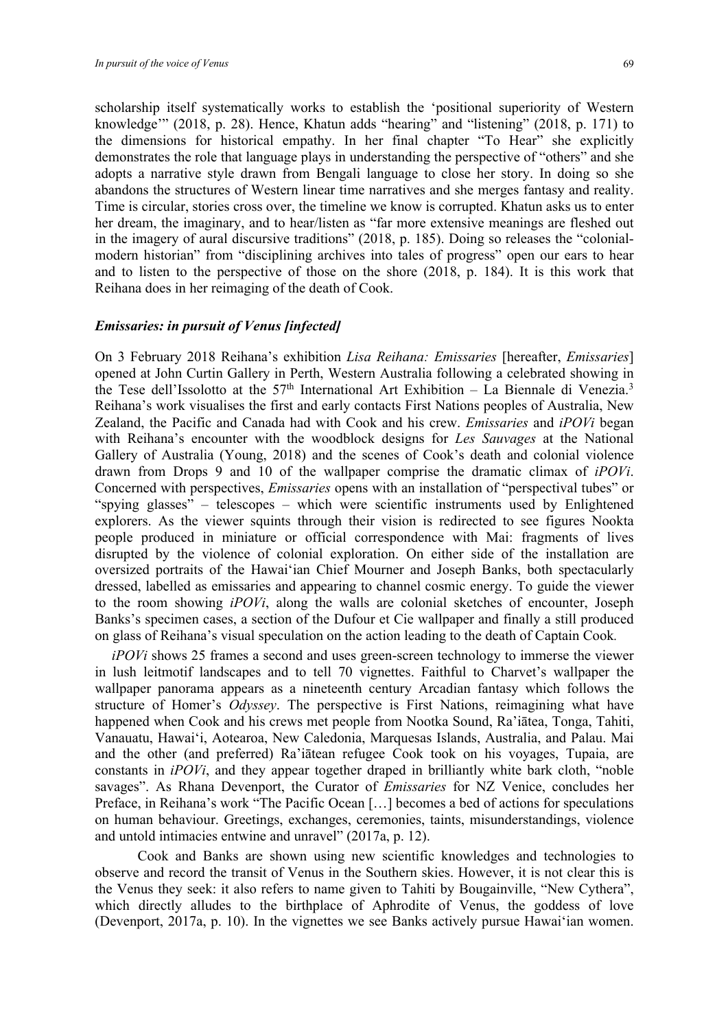scholarship itself systematically works to establish the 'positional superiority of Western knowledge'" (2018, p. 28). Hence, Khatun adds "hearing" and "listening" (2018, p. 171) to the dimensions for historical empathy. In her final chapter "To Hear" she explicitly demonstrates the role that language plays in understanding the perspective of "others" and she adopts a narrative style drawn from Bengali language to close her story. In doing so she abandons the structures of Western linear time narratives and she merges fantasy and reality. Time is circular, stories cross over, the timeline we know is corrupted. Khatun asks us to enter her dream, the imaginary, and to hear/listen as "far more extensive meanings are fleshed out in the imagery of aural discursive traditions" (2018, p. 185). Doing so releases the "colonial-modern historian" from "disciplining archives into tales of progress" open our ears to hear and to listen to the perspective of those on the shore (2018, p. 184). It is this work that Reihana does in her reimaging of the death of Cook.

### *Emissaries: in pursuit of Venus [infected]*

On 3 February 2018 Reihana's exhibition *Lisa Reihana: Emissaries* [hereafter, *Emissaries*] opened at John Curtin Gallery in Perth, Western Australia following a celebrated showing in the Tese dell'Issolotto at the 57th International Art Exhibition – La Biennale di Venezia.[3] Reihana's work visualises the first and early contacts First Nations peoples of Australia, New Zealand, the Pacific and Canada had with Cook and his crew. *Emissaries* and *iPOVi* began with Reihana's encounter with the woodblock designs for *Les Sauvages* at the National Gallery of Australia (Young, 2018) and the scenes of Cook's death and colonial violence drawn from Drops 9 and 10 of the wallpaper comprise the dramatic climax of *iPOVi*. Concerned with perspectives, *Emissaries* opens with an installation of "perspectival tubes" or "spying glasses" – telescopes – which were scientific instruments used by Enlightened explorers. As the viewer squints through their vision is redirected to see figures Nookta people produced in miniature or official correspondence with Mai: fragments of lives disrupted by the violence of colonial exploration. On either side of the installation are oversized portraits of the Hawai'ian Chief Mourner and Joseph Banks, both spectacularly dressed, labelled as emissaries and appearing to channel cosmic energy. To guide the viewer to the room showing *iPOVi*, along the walls are colonial sketches of encounter, Joseph Banks's specimen cases, a section of the Dufour et Cie wallpaper and finally a still produced on glass of Reihana's visual speculation on the action leading to the death of Captain Cook.

*iPOVi* shows 25 frames a second and uses green-screen technology to immerse the viewer in lush leitmotif landscapes and to tell 70 vignettes. Faithful to Charvet's wallpaper the wallpaper panorama appears as a nineteenth century Arcadian fantasy which follows the structure of Homer's *Odyssey*. The perspective is First Nations, reimagining what have happened when Cook and his crews met people from Nootka Sound, Ra'iātea, Tonga, Tahiti, Vanauatu, Hawai'i, Aotearoa, New Caledonia, Marquesas Islands, Australia, and Palau. Mai and the other (and preferred) Ra'iātean refugee Cook took on his voyages, Tupaia, are constants in *iPOVi*, and they appear together draped in brilliantly white bark cloth, "noble savages". As Rhana Devenport, the Curator of *Emissaries* for NZ Venice, concludes her Preface, in Reihana's work "The Pacific Ocean […] becomes a bed of actions for speculations on human behaviour. Greetings, exchanges, ceremonies, taints, misunderstandings, violence and untold intimacies entwine and unravel" (2017a, p. 12).

Cook and Banks are shown using new scientific knowledges and technologies to observe and record the transit of Venus in the Southern skies. However, it is not clear this is the Venus they seek: it also refers to name given to Tahiti by Bougainville, "New Cythera", which directly alludes to the birthplace of Aphrodite of Venus, the goddess of love (Devenport, 2017a, p. 10). In the vignettes we see Banks actively pursue Hawai'ian women.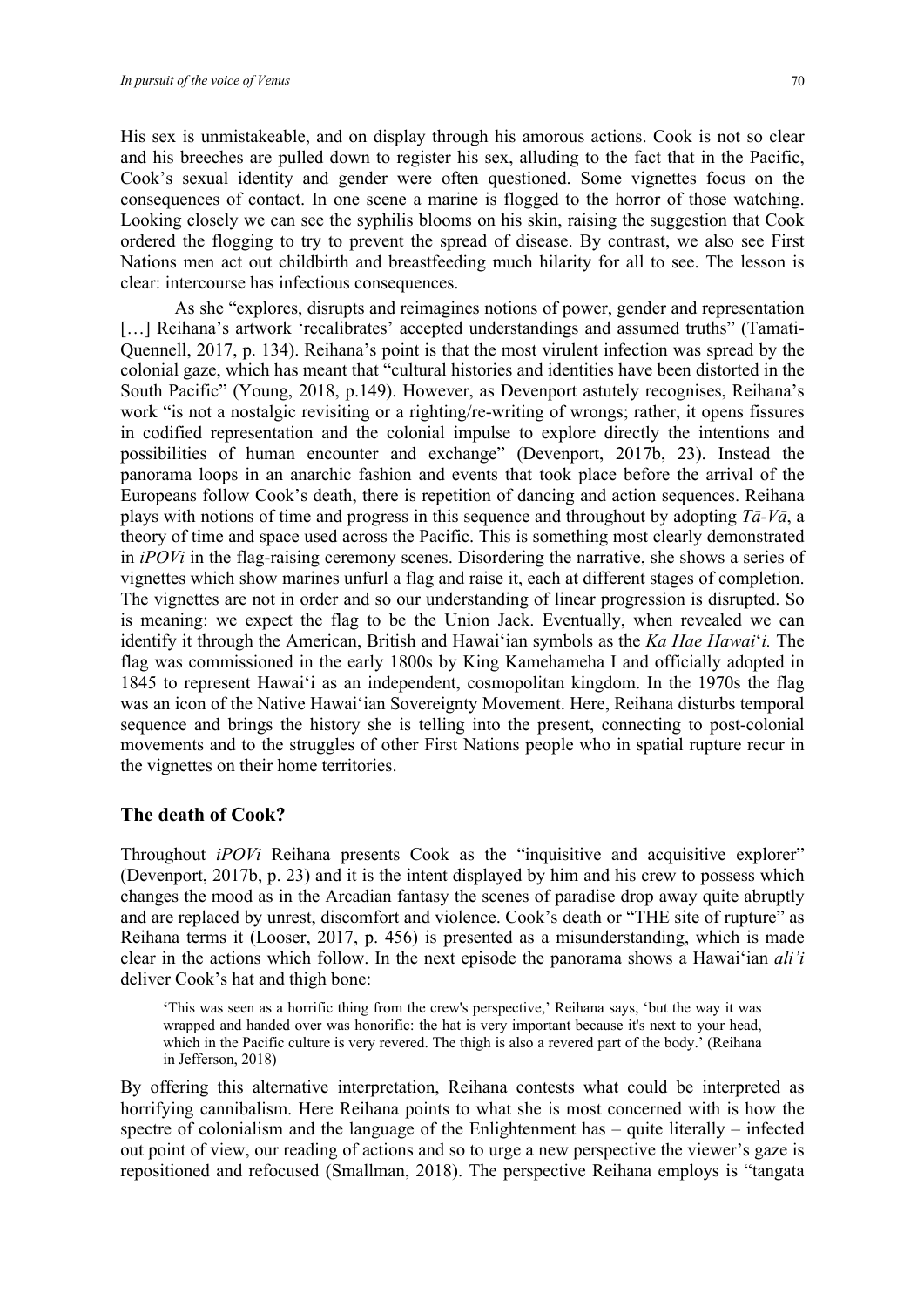His sex is unmistakeable, and on display through his amorous actions. Cook is not so clear and his breeches are pulled down to register his sex, alluding to the fact that in the Pacific, Cook's sexual identity and gender were often questioned. Some vignettes focus on the consequences of contact. In one scene a marine is flogged to the horror of those watching. Looking closely we can see the syphilis blooms on his skin, raising the suggestion that Cook ordered the flogging to try to prevent the spread of disease. By contrast, we also see First Nations men act out childbirth and breastfeeding much hilarity for all to see. The lesson is clear: intercourse has infectious consequences.

As she "explores, disrupts and reimagines notions of power, gender and representation […] Reihana's artwork 'recalibrates' accepted understandings and assumed truths" (Tamati-Quennell, 2017, p. 134). Reihana's point is that the most virulent infection was spread by the colonial gaze, which has meant that "cultural histories and identities have been distorted in the South Pacific" (Young, 2018, p.149). However, as Devenport astutely recognises, Reihana's work "is not a nostalgic revisiting or a righting/re-writing of wrongs; rather, it opens fissures in codified representation and the colonial impulse to explore directly the intentions and possibilities of human encounter and exchange" (Devenport, 2017b, 23). Instead the panorama loops in an anarchic fashion and events that took place before the arrival of the Europeans follow Cook's death, there is repetition of dancing and action sequences. Reihana plays with notions of time and progress in this sequence and throughout by adopting *Tā-Vā*, a theory of time and space used across the Pacific. This is something most clearly demonstrated in *iPOVi* in the flag-raising ceremony scenes. Disordering the narrative, she shows a series of vignettes which show marines unfurl a flag and raise it, each at different stages of completion. The vignettes are not in order and so our understanding of linear progression is disrupted. So is meaning: we expect the flag to be the Union Jack. Eventually, when revealed we can identify it through the American, British and Hawai'ian symbols as the *Ka Hae Hawai'i.* The flag was commissioned in the early 1800s by King Kamehameha I and officially adopted in 1845 to represent Hawai'i as an independent, cosmopolitan kingdom. In the 1970s the flag was an icon of the Native Hawai'ian Sovereignty Movement. Here, Reihana disturbs temporal sequence and brings the history she is telling into the present, connecting to post-colonial movements and to the struggles of other First Nations people who in spatial rupture recur in the vignettes on their home territories.

## The death of Cook?

Throughout *iPOVi* Reihana presents Cook as the "inquisitive and acquisitive explorer" (Devenport, 2017b, p. 23) and it is the intent displayed by him and his crew to possess which changes the mood as in the Arcadian fantasy the scenes of paradise drop away quite abruptly and are replaced by unrest, discomfort and violence. Cook's death or "THE site of rupture" as Reihana terms it (Looser, 2017, p. 456) is presented as a misunderstanding, which is made clear in the actions which follow. In the next episode the panorama shows a Hawai'ian *ali'i* deliver Cook's hat and thigh bone:

> 'This was seen as a horrific thing from the crew's perspective,' Reihana says, 'but the way it was wrapped and handed over was honorific: the hat is very important because it's next to your head, which in the Pacific culture is very revered. The thigh is also a revered part of the body.' (Reihana in Jefferson, 2018)

By offering this alternative interpretation, Reihana contests what could be interpreted as horrifying cannibalism. Here Reihana points to what she is most concerned with is how the spectre of colonialism and the language of the Enlightenment has – quite literally – infected out point of view, our reading of actions and so to urge a new perspective the viewer's gaze is repositioned and refocused (Smallman, 2018). The perspective Reihana employs is "tangata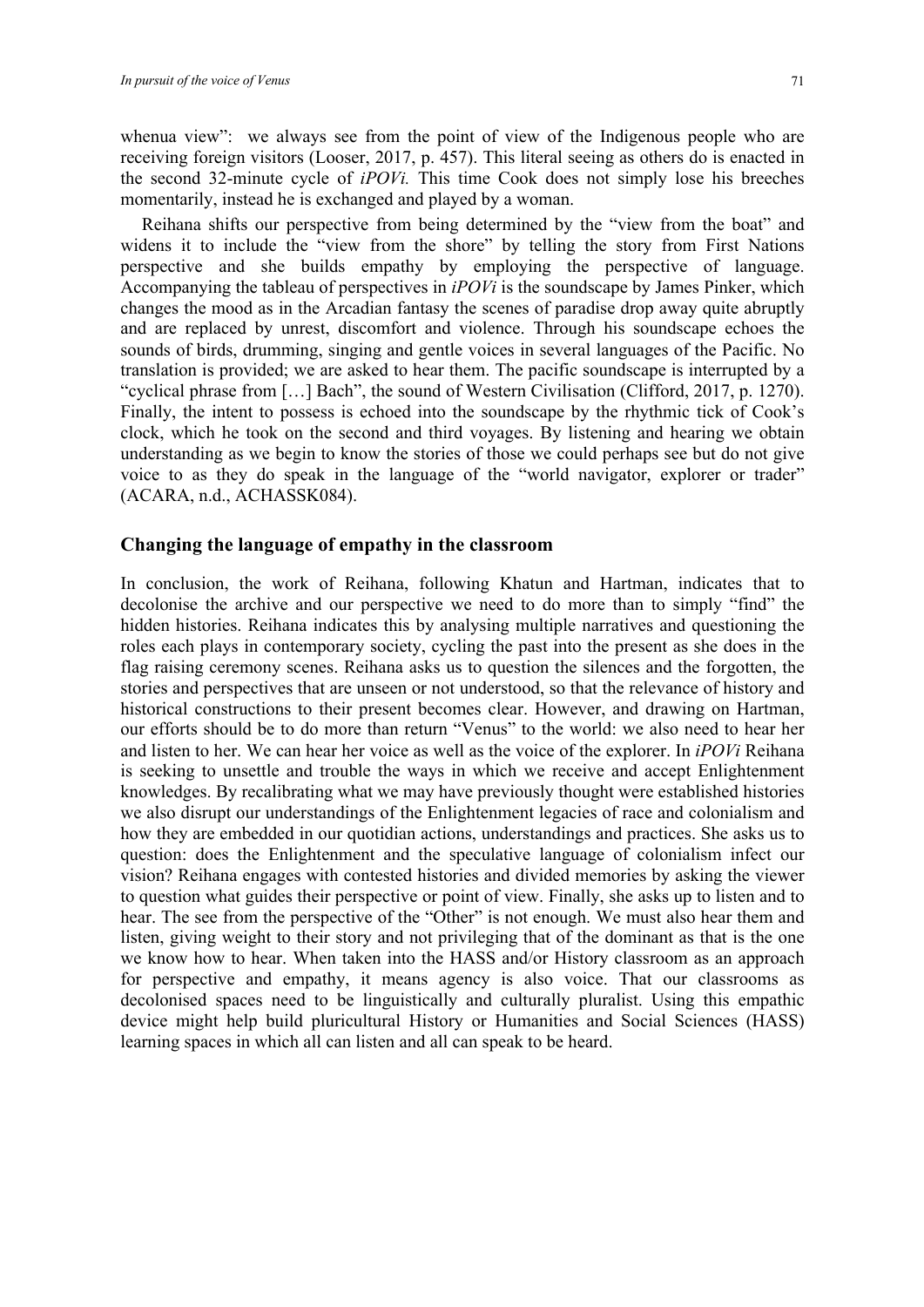whenua view": we always see from the point of view of the Indigenous people who are receiving foreign visitors (Looser, 2017, p. 457). This literal seeing as others do is enacted in the second 32-minute cycle of *iPOVi.* This time Cook does not simply lose his breeches momentarily, instead he is exchanged and played by a woman.

Reihana shifts our perspective from being determined by the "view from the boat" and widens it to include the "view from the shore" by telling the story from First Nations perspective and she builds empathy by employing the perspective of language. Accompanying the tableau of perspectives in *iPOVi* is the soundscape by James Pinker, which changes the mood as in the Arcadian fantasy the scenes of paradise drop away quite abruptly and are replaced by unrest, discomfort and violence. Through his soundscape echoes the sounds of birds, drumming, singing and gentle voices in several languages of the Pacific. No translation is provided; we are asked to hear them. The pacific soundscape is interrupted by a "cyclical phrase from […] Bach", the sound of Western Civilisation (Clifford, 2017, p. 1270). Finally, the intent to possess is echoed into the soundscape by the rhythmic tick of Cook's clock, which he took on the second and third voyages. By listening and hearing we obtain understanding as we begin to know the stories of those we could perhaps see but do not give voice to as they do speak in the language of the "world navigator, explorer or trader" (ACARA, n.d., ACHASSK084).

## Changing the language of empathy in the classroom

In conclusion, the work of Reihana, following Khatun and Hartman, indicates that to decolonise the archive and our perspective we need to do more than to simply "find" the hidden histories. Reihana indicates this by analysing multiple narratives and questioning the roles each plays in contemporary society, cycling the past into the present as she does in the flag raising ceremony scenes. Reihana asks us to question the silences and the forgotten, the stories and perspectives that are unseen or not understood, so that the relevance of history and historical constructions to their present becomes clear. However, and drawing on Hartman, our efforts should be to do more than return "Venus" to the world: we also need to hear her and listen to her. We can hear her voice as well as the voice of the explorer. In *iPOVi* Reihana is seeking to unsettle and trouble the ways in which we receive and accept Enlightenment knowledges. By recalibrating what we may have previously thought were established histories we also disrupt our understandings of the Enlightenment legacies of race and colonialism and how they are embedded in our quotidian actions, understandings and practices. She asks us to question: does the Enlightenment and the speculative language of colonialism infect our vision? Reihana engages with contested histories and divided memories by asking the viewer to question what guides their perspective or point of view. Finally, she asks up to listen and to hear. The see from the perspective of the "Other" is not enough. We must also hear them and listen, giving weight to their story and not privileging that of the dominant as that is the one we know how to hear. When taken into the HASS and/or History classroom as an approach for perspective and empathy, it means agency is also voice. That our classrooms as decolonised spaces need to be linguistically and culturally pluralist. Using this empathic device might help build pluricultural History or Humanities and Social Sciences (HASS) learning spaces in which all can listen and all can speak to be heard.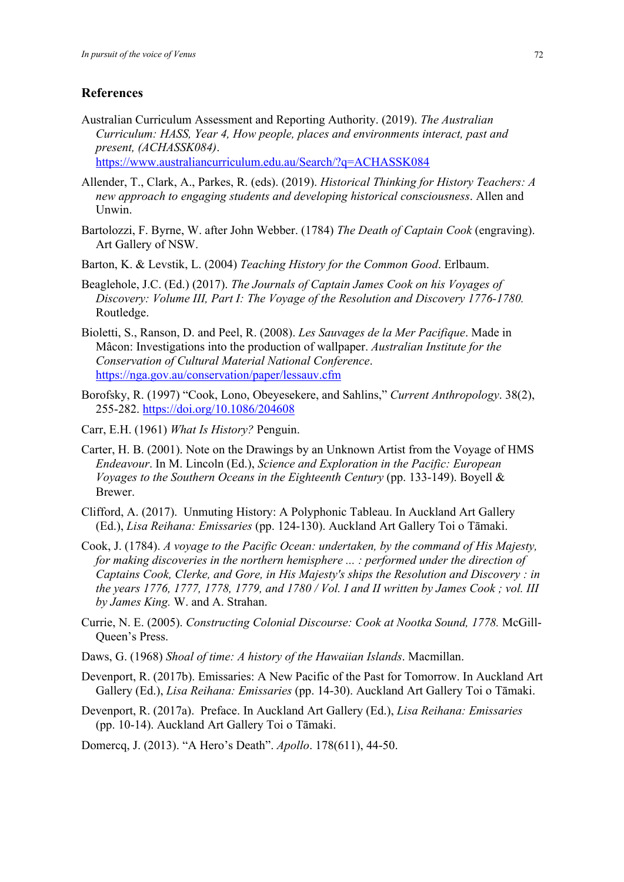## References

Australian Curriculum Assessment and Reporting Authority. (2019). *The Australian Curriculum: HASS, Year 4, How people, places and environments interact, past and present, (ACHASSK084)*. https://www.australiancurriculum.edu.au/Search/?q=ACHASSK084

Allender, T., Clark, A., Parkes, R. (eds). (2019). *Historical Thinking for History Teachers: A new approach to engaging students and developing historical consciousness*. Allen and Unwin.

Bartolozzi, F. Byrne, W. after John Webber. (1784) *The Death of Captain Cook* (engraving). Art Gallery of NSW.

Barton, K. & Levstik, L. (2004) *Teaching History for the Common Good*. Erlbaum.

Beaglehole, J.C. (Ed.) (2017). *The Journals of Captain James Cook on his Voyages of Discovery: Volume III, Part I: The Voyage of the Resolution and Discovery 1776-1780.* Routledge.

Bioletti, S., Ranson, D. and Peel, R. (2008). *Les Sauvages de la Mer Pacifique*. Made in Mâcon: Investigations into the production of wallpaper. *Australian Institute for the Conservation of Cultural Material National Conference*. https://nga.gov.au/conservation/paper/lessauv.cfm

Borofsky, R. (1997) "Cook, Lono, Obeyesekere, and Sahlins," *Current Anthropology*. 38(2), 255-282. https://doi.org/10.1086/204608

Carr, E.H. (1961) *What Is History?* Penguin.

Carter, H. B. (2001). Note on the Drawings by an Unknown Artist from the Voyage of HMS *Endeavour*. In M. Lincoln (Ed.), *Science and Exploration in the Pacific: European Voyages to the Southern Oceans in the Eighteenth Century* (pp. 133-149). Boyell & Brewer.

Clifford, A. (2017). Unmuting History: A Polyphonic Tableau. In Auckland Art Gallery (Ed.), *Lisa Reihana: Emissaries* (pp. 124-130). Auckland Art Gallery Toi o Tāmaki.

Cook, J. (1784). *A voyage to the Pacific Ocean: undertaken, by the command of His Majesty, for making discoveries in the northern hemisphere ... : performed under the direction of Captains Cook, Clerke, and Gore, in His Majesty's ships the Resolution and Discovery : in the years 1776, 1777, 1778, 1779, and 1780 / Vol. I and II written by James Cook ; vol. III by James King.* W. and A. Strahan.

Currie, N. E. (2005). *Constructing Colonial Discourse: Cook at Nootka Sound, 1778.* McGill-Queen's Press.

Daws, G. (1968) *Shoal of time: A history of the Hawaiian Islands*. Macmillan.

Devenport, R. (2017b). Emissaries: A New Pacific of the Past for Tomorrow. In Auckland Art Gallery (Ed.), *Lisa Reihana: Emissaries* (pp. 14-30). Auckland Art Gallery Toi o Tāmaki.

Devenport, R. (2017a). Preface. In Auckland Art Gallery (Ed.), *Lisa Reihana: Emissaries* (pp. 10-14). Auckland Art Gallery Toi o Tāmaki.

Domercq, J. (2013). "A Hero's Death". *Apollo*. 178(611), 44-50.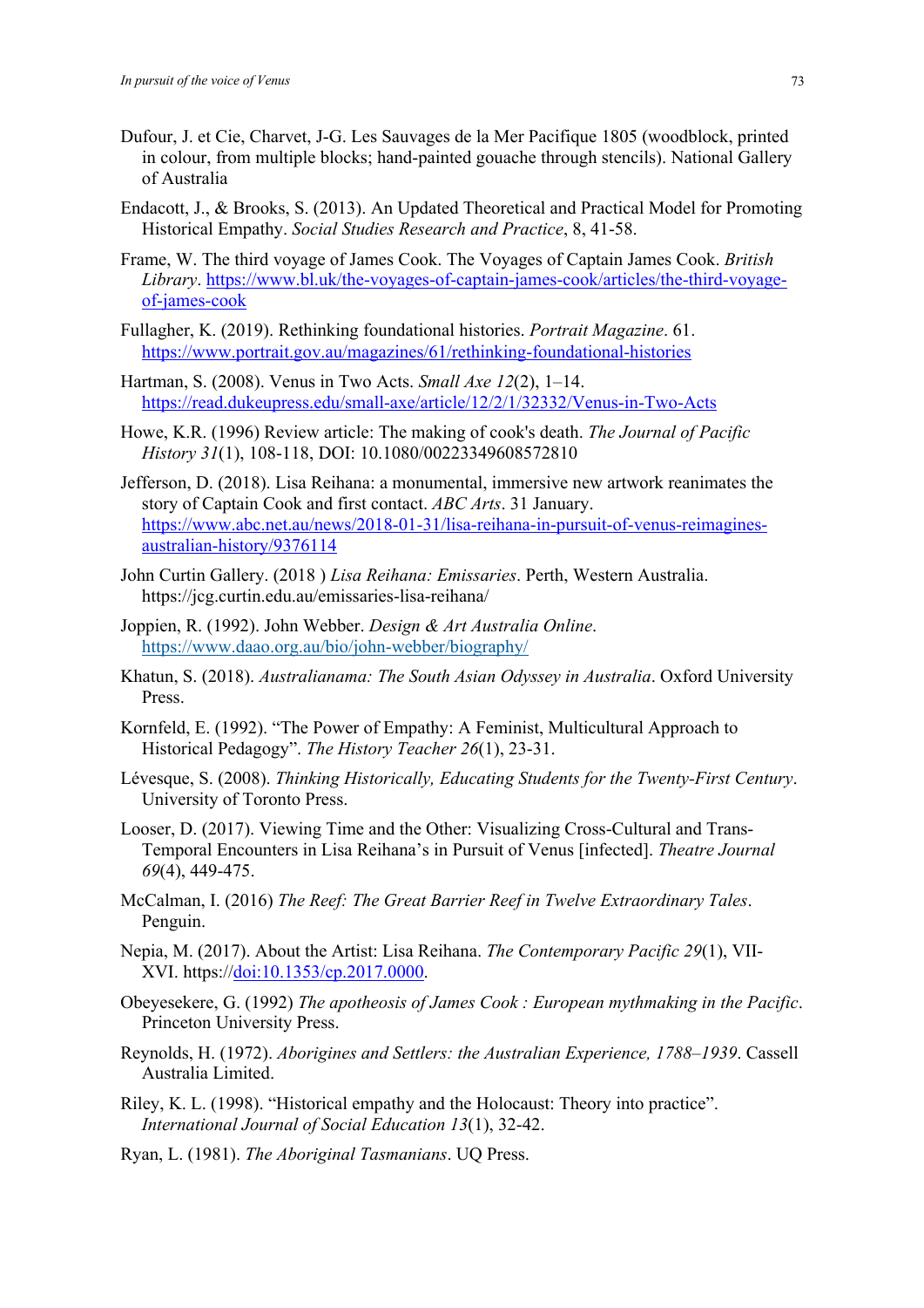Dufour, J. et Cie, Charvet, J-G. Les Sauvages de la Mer Pacifique 1805 (woodblock, printed in colour, from multiple blocks; hand-painted gouache through stencils). National Gallery of Australia

Endacott, J., & Brooks, S. (2013). An Updated Theoretical and Practical Model for Promoting Historical Empathy. *Social Studies Research and Practice*, 8, 41-58.

Frame, W. The third voyage of James Cook. The Voyages of Captain James Cook. *British Library*. https://www.bl.uk/the-voyages-of-captain-james-cook/articles/the-third-voyage-of-james-cook

Fullagher, K. (2019). Rethinking foundational histories. *Portrait Magazine*. 61. https://www.portrait.gov.au/magazines/61/rethinking-foundational-histories

Hartman, S. (2008). Venus in Two Acts. *Small Axe 12*(2), 1–14. https://read.dukeupress.edu/small-axe/article/12/2/1/32332/Venus-in-Two-Acts

Howe, K.R. (1996) Review article: The making of cook's death. *The Journal of Pacific History 31*(1), 108-118, DOI: 10.1080/00223349608572810

Jefferson, D. (2018). Lisa Reihana: a monumental, immersive new artwork reanimates the story of Captain Cook and first contact. *ABC Arts*. 31 January. https://www.abc.net.au/news/2018-01-31/lisa-reihana-in-pursuit-of-venus-reimagines-australian-history/9376114

John Curtin Gallery. (2018 ) *Lisa Reihana: Emissaries*. Perth, Western Australia. https://jcg.curtin.edu.au/emissaries-lisa-reihana/

Joppien, R. (1992). John Webber. *Design & Art Australia Online*. https://www.daao.org.au/bio/john-webber/biography/

Khatun, S. (2018). *Australianama: The South Asian Odyssey in Australia*. Oxford University Press.

Kornfeld, E. (1992). "The Power of Empathy: A Feminist, Multicultural Approach to Historical Pedagogy". *The History Teacher 26*(1), 23-31.

Lévesque, S. (2008). *Thinking Historically, Educating Students for the Twenty-First Century*. University of Toronto Press.

Looser, D. (2017). Viewing Time and the Other: Visualizing Cross-Cultural and Trans-Temporal Encounters in Lisa Reihana's in Pursuit of Venus [infected]. *Theatre Journal 69*(4), 449-475.

McCalman, I. (2016) *The Reef: The Great Barrier Reef in Twelve Extraordinary Tales*. Penguin.

Nepia, M. (2017). About the Artist: Lisa Reihana. *The Contemporary Pacific 29*(1), VII-XVI. https://doi:10.1353/cp.2017.0000.

Obeyesekere, G. (1992) *The apotheosis of James Cook : European mythmaking in the Pacific*. Princeton University Press.

Reynolds, H. (1972). *Aborigines and Settlers: the Australian Experience, 1788–1939*. Cassell Australia Limited.

Riley, K. L. (1998). "Historical empathy and the Holocaust: Theory into practice". *International Journal of Social Education 13*(1), 32-42.

Ryan, L. (1981). *The Aboriginal Tasmanians*. UQ Press.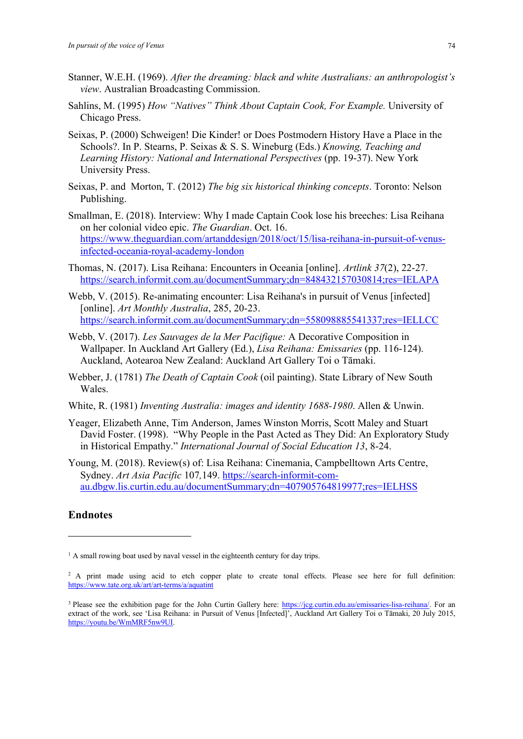Stanner, W.E.H. (1969). *After the dreaming: black and white Australians: an anthropologist's view*. Australian Broadcasting Commission.

Sahlins, M. (1995) *How "Natives" Think About Captain Cook, For Example.* University of Chicago Press.

Seixas, P. (2000) Schweigen! Die Kinder! or Does Postmodern History Have a Place in the Schools?. In P. Stearns, P. Seixas & S. S. Wineburg (Eds.) *Knowing, Teaching and Learning History: National and International Perspectives* (pp. 19-37). New York University Press.

Seixas, P. and Morton, T. (2012) *The big six historical thinking concepts*. Toronto: Nelson Publishing.

Smallman, E. (2018). Interview: Why I made Captain Cook lose his breeches: Lisa Reihana on her colonial video epic. *The Guardian*. Oct. 16. https://www.theguardian.com/artanddesign/2018/oct/15/lisa-reihana-in-pursuit-of-venus-infected-oceania-royal-academy-london

Thomas, N. (2017). Lisa Reihana: Encounters in Oceania [online]. *Artlink 37*(2), 22-27. https://search.informit.com.au/documentSummary;dn=848432157030814;res=IELAPA

Webb, V. (2015). Re-animating encounter: Lisa Reihana's in pursuit of Venus [infected] [online]. *Art Monthly Australia*, 285, 20-23. https://search.informit.com.au/documentSummary;dn=558098885541337;res=IELLCC

Webb, V. (2017). *Les Sauvages de la Mer Pacifique:* A Decorative Composition in Wallpaper. In Auckland Art Gallery (Ed.), *Lisa Reihana: Emissaries* (pp. 116-124). Auckland, Aotearoa New Zealand: Auckland Art Gallery Toi o Tāmaki.

Webber, J. (1781) *The Death of Captain Cook* (oil painting). State Library of New South Wales.

White, R. (1981) *Inventing Australia: images and identity 1688-1980*. Allen & Unwin.

Yeager, Elizabeth Anne, Tim Anderson, James Winston Morris, Scott Maley and Stuart David Foster. (1998). "Why People in the Past Acted as They Did: An Exploratory Study in Historical Empathy." *International Journal of Social Education 13*, 8-24.

Young, M. (2018). Review(s) of: Lisa Reihana: Cinemania, Campbelltown Arts Centre, Sydney. *Art Asia Pacific* 107*,*149. https://search-informit-com-au.dbgw.lis.curtin.edu.au/documentSummary;dn=407905764819977;res=IELHSS

## Endnotes

[1] A small rowing boat used by naval vessel in the eighteenth century for day trips.

[2] A print made using acid to etch copper plate to create tonal effects. Please see here for full definition: https://www.tate.org.uk/art/art-terms/a/aquatint

[3] Please see the exhibition page for the John Curtin Gallery here: https://jcg.curtin.edu.au/emissaries-lisa-reihana/. For an extract of the work, see 'Lisa Reihana: in Pursuit of Venus [Infected]', Auckland Art Gallery Toi o Tāmaki, 20 July 2015, https://youtu.be/WmMRF5nw9UI.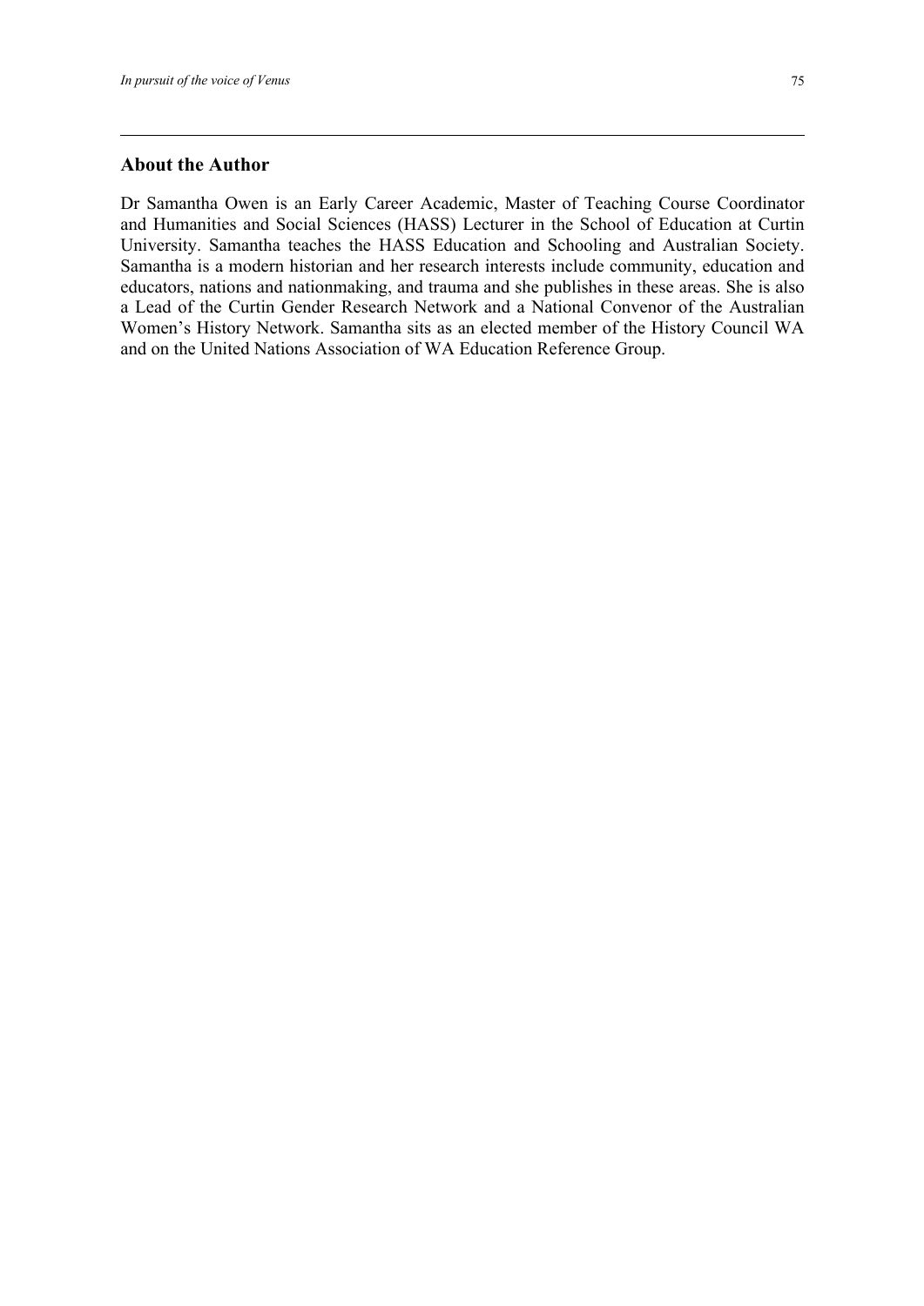## About the Author

Dr Samantha Owen is an Early Career Academic, Master of Teaching Course Coordinator and Humanities and Social Sciences (HASS) Lecturer in the School of Education at Curtin University. Samantha teaches the HASS Education and Schooling and Australian Society. Samantha is a modern historian and her research interests include community, education and educators, nations and nationmaking, and trauma and she publishes in these areas. She is also a Lead of the Curtin Gender Research Network and a National Convenor of the Australian Women's History Network. Samantha sits as an elected member of the History Council WA and on the United Nations Association of WA Education Reference Group.